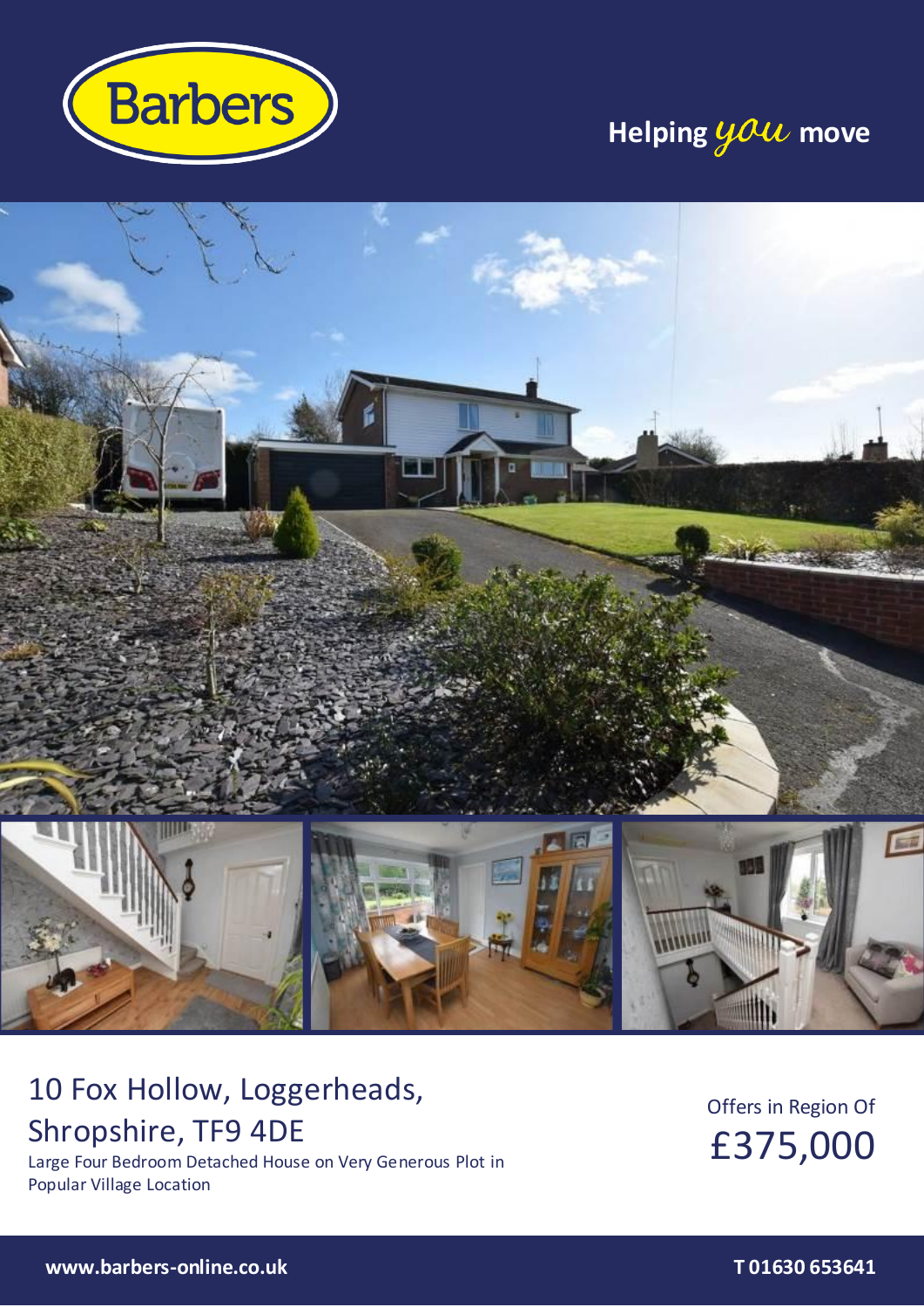Barbers

Helping *you* move

# 10 Fox Hollow, Loggerheads, Shropshire, TF9 4DE

Large Four Bedroom Detached House on Very Generous Plot in Popular Village Location

Offers in Region Of

**£375,000**

www.barbers-online.co.uk

T 01630 653641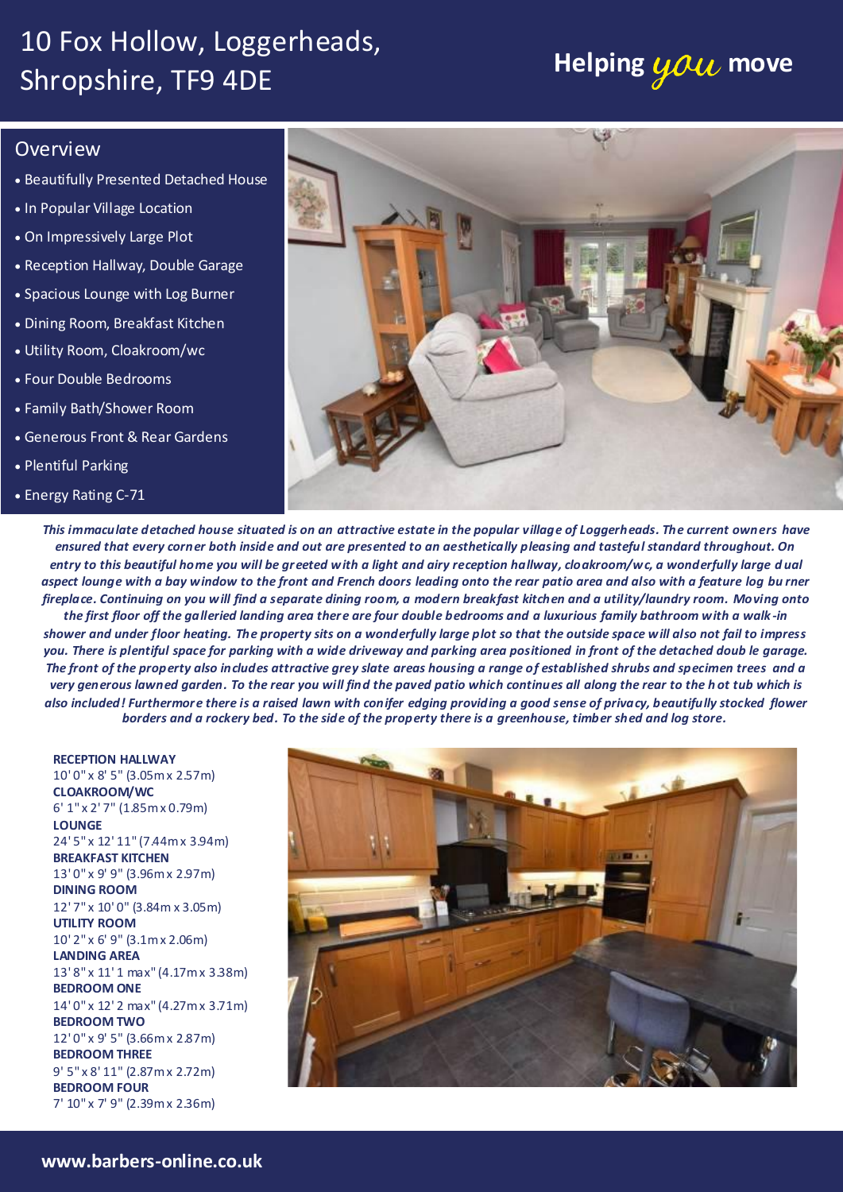# 10 Fox Hollow, Loggerheads, Shropshire, TF9 4DE

Helping you move

## Overview

- Beautifully Presented Detached House
- In Popular Village Location
- On Impressively Large Plot
- Reception Hallway, Double Garage
- Spacious Lounge with Log Burner
- Dining Room, Breakfast Kitchen
- Utility Room, Cloakroom/wc
- Four Double Bedrooms
- Family Bath/Shower Room
- Generous Front & Rear Gardens
- Plentiful Parking
- Energy Rating C-71

***This immaculate detached house situated is on an attractive estate in the popular village of Loggerheads. The current owners have ensured that every corner both inside and out are presented to an aesthetically pleasing and tasteful standard throughout. On entry to this beautiful home you will be greeted with a light and airy reception hallway, cloakroom/wc, a wonderfully large dual aspect lounge with a bay window to the front and French doors leading onto the rear patio area and also with a feature log burner fireplace. Continuing on you will find a separate dining room, a modern breakfast kitchen and a utility/laundry room. Moving onto the first floor off the galleried landing area there are four double bedrooms and a luxurious family bathroom with a walk-in shower and under floor heating. The property sits on a wonderfully large plot so that the outside space will also not fail to impress you. There is plentiful space for parking with a wide driveway and parking area positioned in front of the detached double garage. The front of the property also includes attractive grey slate areas housing a range of established shrubs and specimen trees and a very generous lawned garden. To the rear you will find the paved patio which continues all along the rear to the hot tub which is also included! Furthermore there is a raised lawn with conifer edging providing a good sense of privacy, beautifully stocked flower borders and a rockery bed. To the side of the property there is a greenhouse, timber shed and log store.***

**RECEPTION HALLWAY**
10' 0" x 8' 5" (3.05m x 2.57m)

**CLOAKROOM/WC**
6' 1" x 2' 7" (1.85m x 0.79m)

**LOUNGE**
24' 5" x 12' 11" (7.44m x 3.94m)

**BREAKFAST KITCHEN**
13' 0" x 9' 9" (3.96m x 2.97m)

**DINING ROOM**
12' 7" x 10' 0" (3.84m x 3.05m)

**UTILITY ROOM**
10' 2" x 6' 9" (3.1m x 2.06m)

**LANDING AREA**
13' 8" x 11' 1 max" (4.17m x 3.38m)

**BEDROOM ONE**
14' 0" x 12' 2 max" (4.27m x 3.71m)

**BEDROOM TWO**
12' 0" x 9' 5" (3.66m x 2.87m)

**BEDROOM THREE**
9' 5" x 8' 11" (2.87m x 2.72m)

**BEDROOM FOUR**
7' 10" x 7' 9" (2.39m x 2.36m)

**www.barbers-online.co.uk**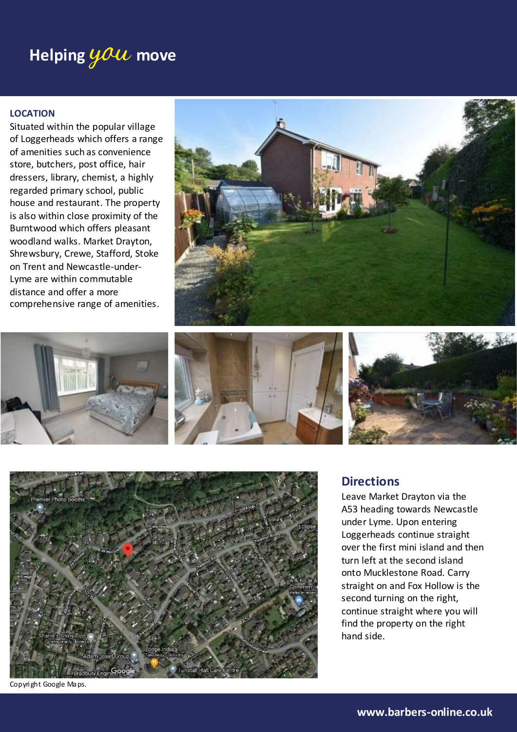Helping *you* move

## LOCATION

Situated within the popular village of Loggerheads which offers a range of amenities such as convenience store, butchers, post office, hair dressers, library, chemist, a highly regarded primary school, public house and restaurant. The property is also within close proximity of the Burntwood which offers pleasant woodland walks. Market Drayton, Shrewsbury, Crewe, Stafford, Stoke on Trent and Newcastle-under-Lyme are within commutable distance and offer a more comprehensive range of amenities.

Copyright Google Maps.

## Directions

Leave Market Drayton via the A53 heading towards Newcastle under Lyme. Upon entering Loggerheads continue straight over the first mini island and then turn left at the second island onto Mucklestone Road. Carry straight on and Fox Hollow is the second turning on the right, continue straight where you will find the property on the right hand side.

www.barbers-online.co.uk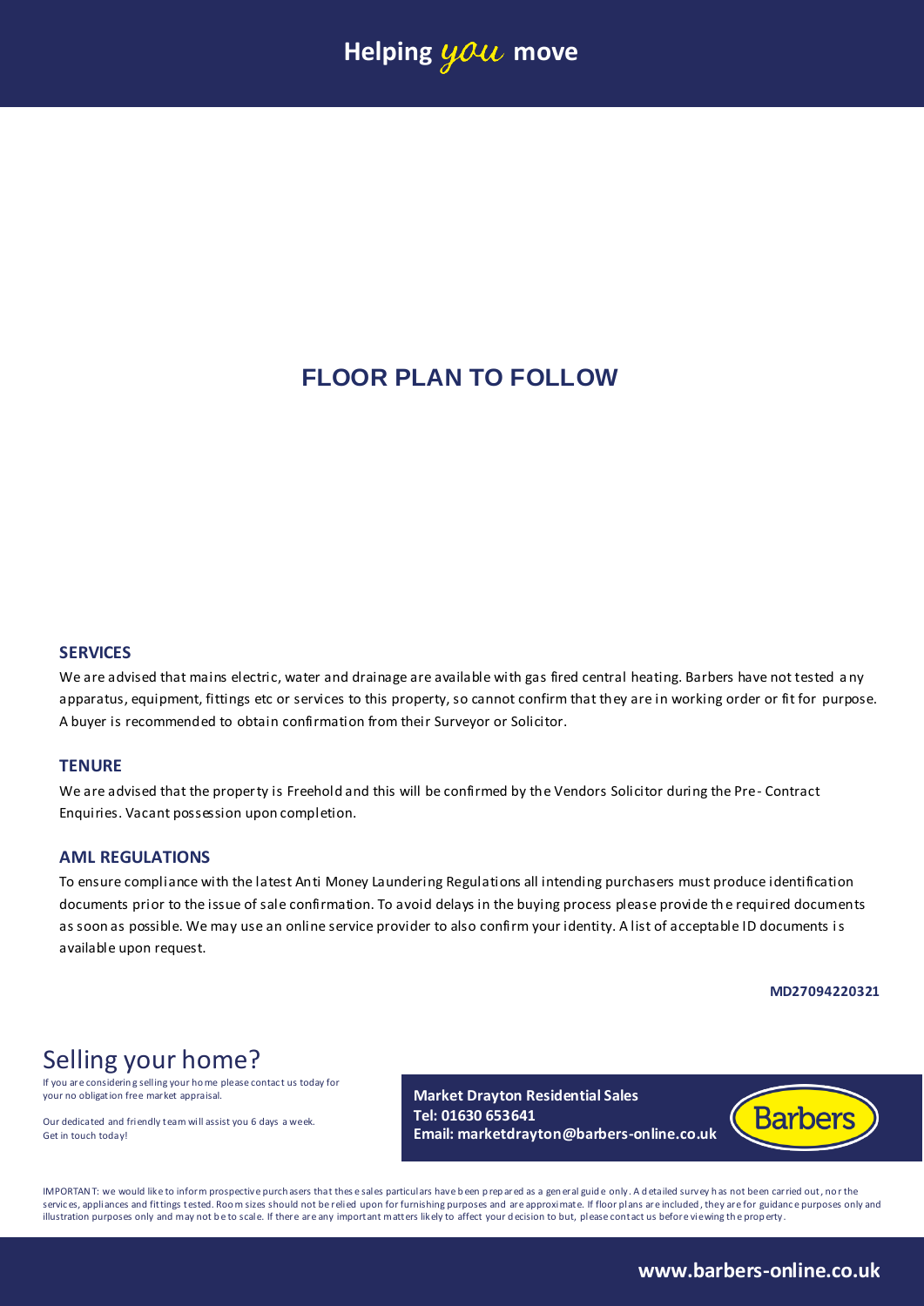Helping *you* move

## FLOOR PLAN TO FOLLOW

### SERVICES

We are advised that mains electric, water and drainage are available with gas fired central heating. Barbers have not tested any apparatus, equipment, fittings etc or services to this property, so cannot confirm that they are in working order or fit for purpose. A buyer is recommended to obtain confirmation from their Surveyor or Solicitor.

### TENURE

We are advised that the property is Freehold and this will be confirmed by the Vendors Solicitor during the Pre- Contract Enquiries. Vacant possession upon completion.

### AML REGULATIONS

To ensure compliance with the latest Anti Money Laundering Regulations all intending purchasers must produce identification documents prior to the issue of sale confirmation. To avoid delays in the buying process please provide the required documents as soon as possible. We may use an online service provider to also confirm your identity. A list of acceptable ID documents is available upon request.

**MD27094220321**

## Selling your home?

If you are considering selling your home please contact us today for your no obligation free market appraisal.

Our dedicated and friendly team will assist you 6 days a week. Get in touch today!

**Market Drayton Residential Sales**
**Tel: 01630 653641**
**Email: marketdrayton@barbers-online.co.uk**

Barbers

IMPORTANT: we would like to inform prospective purchasers that these sales particulars have been prepared as a general guide only. A detailed survey has not been carried out, nor the services, appliances and fittings tested. Room sizes should not be relied upon for furnishing purposes and are approximate. If floor plans are included, they are for guidance purposes only and illustration purposes only and may not be to scale. If there are any important matters likely to affect your decision to but, please contact us before viewing the property.

**www.barbers-online.co.uk**